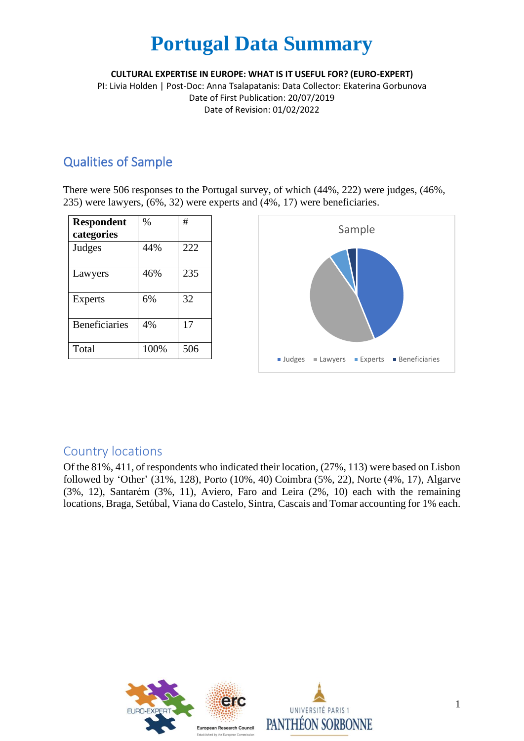# Portugal Data Summary

**CULTURAL EXPERTISE IN EUROPE: WHAT IS IT USEFUL FOR? (EURO-EXPERT)**

PI: Livia Holden | Post-Doc: Anna Tsalapatanis: Data Collector: Ekaterina Gorbunova

Date of First Publication: 20/07/2019

Date of Revision: 01/02/2022

## Qualities of Sample

There were 506 responses to the Portugal survey, of which (44%, 222) were judges, (46%, 235) were lawyers, (6%, 32) were experts and (4%, 17) were beneficiaries.

| Respondent categories | % | # |
|---|---|---|
| Judges | 44% | 222 |
| Lawyers | 46% | 235 |
| Experts | 6% | 32 |
| Beneficiaries | 4% | 17 |
| Total | 100% | 506 |

## Country locations

Of the 81%, 411, of respondents who indicated their location, (27%, 113) were based on Lisbon followed by 'Other' (31%, 128), Porto (10%, 40) Coimbra (5%, 22), Norte (4%, 17), Algarve (3%, 12), Santarém (3%, 11), Aviero, Faro and Leira (2%, 10) each with the remaining locations, Braga, Setúbal, Viana do Castelo, Sintra, Cascais and Tomar accounting for 1% each.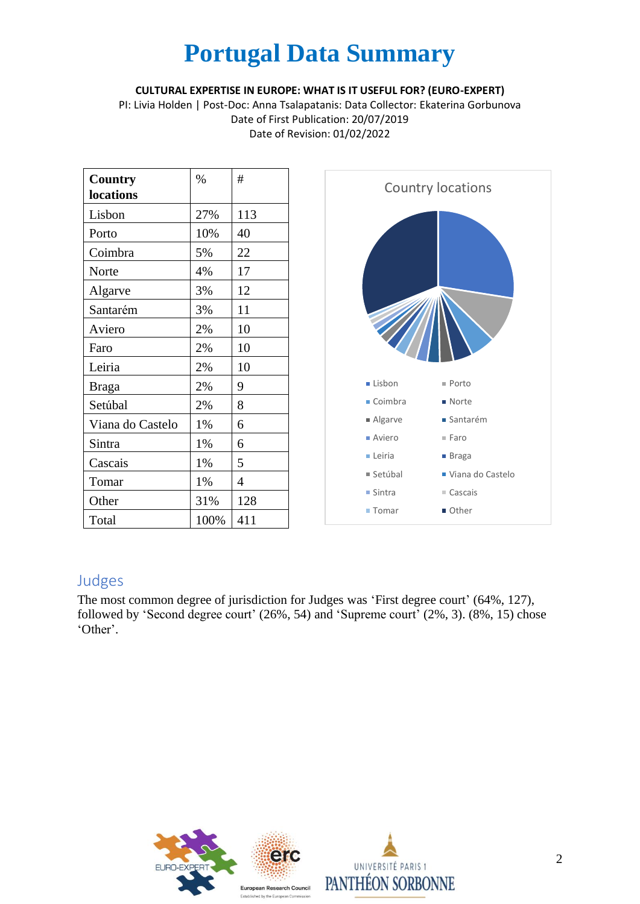# Portugal Data Summary

**CULTURAL EXPERTISE IN EUROPE: WHAT IS IT USEFUL FOR? (EURO-EXPERT)**

PI: Livia Holden | Post-Doc: Anna Tsalapatanis: Data Collector: Ekaterina Gorbunova

Date of First Publication: 20/07/2019

Date of Revision: 01/02/2022

| Country locations | % | # |
|---|---|---|
| Lisbon | 27% | 113 |
| Porto | 10% | 40 |
| Coimbra | 5% | 22 |
| Norte | 4% | 17 |
| Algarve | 3% | 12 |
| Santarém | 3% | 11 |
| Aviero | 2% | 10 |
| Faro | 2% | 10 |
| Leiria | 2% | 10 |
| Braga | 2% | 9 |
| Setúbal | 2% | 8 |
| Viana do Castelo | 1% | 6 |
| Sintra | 1% | 6 |
| Cascais | 1% | 5 |
| Tomar | 1% | 4 |
| Other | 31% | 128 |
| Total | 100% | 411 |

Country locations

Lisbon, Porto, Coimbra, Norte, Algarve, Santarém, Aviero, Faro, Leiria, Braga, Setúbal, Viana do Castelo, Sintra, Cascais, Tomar, Other

## Judges

The most common degree of jurisdiction for Judges was 'First degree court' (64%, 127), followed by 'Second degree court' (26%, 54) and 'Supreme court' (2%, 3). (8%, 15) chose 'Other'.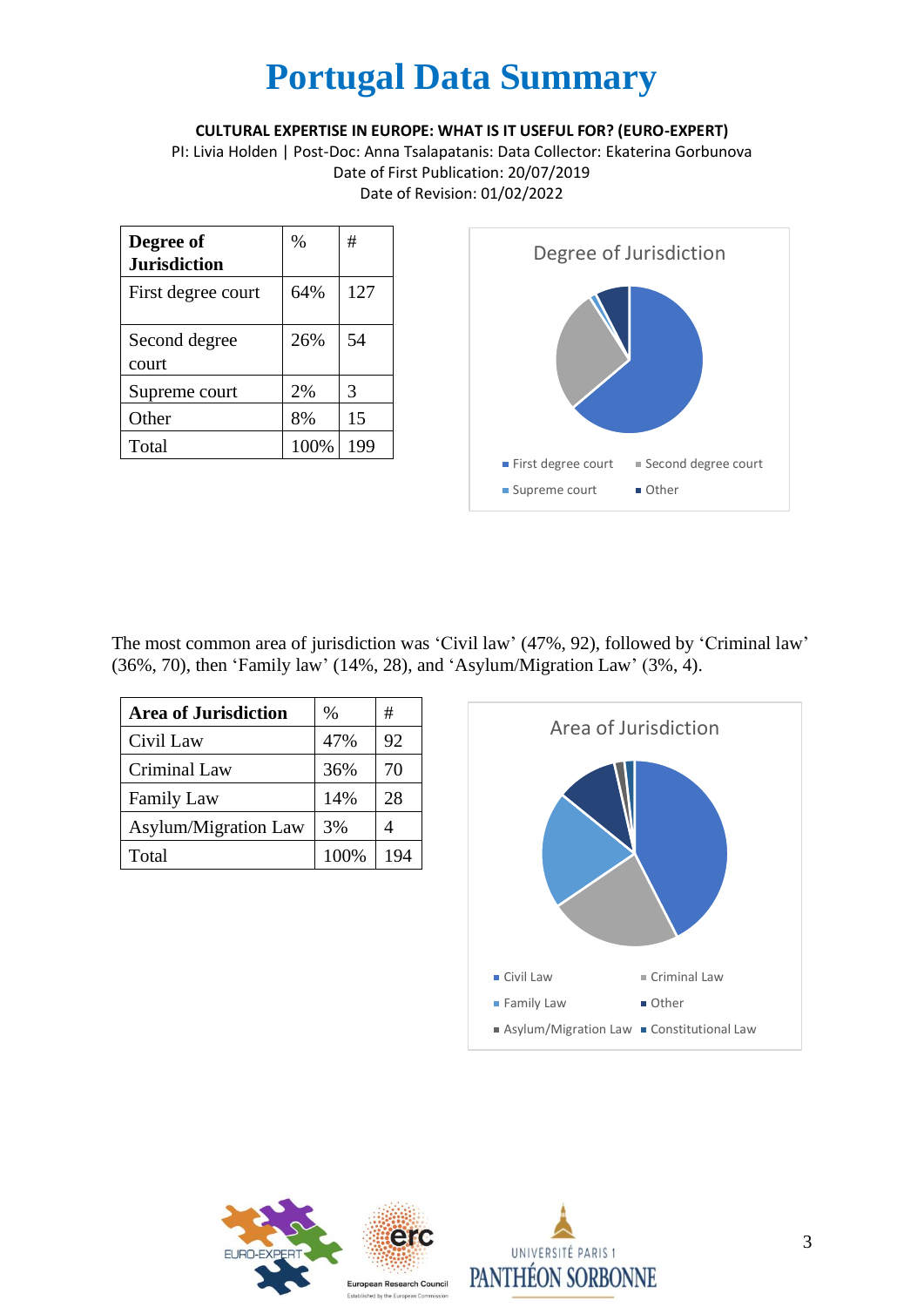# Portugal Data Summary

**CULTURAL EXPERTISE IN EUROPE: WHAT IS IT USEFUL FOR? (EURO-EXPERT)**

PI: Livia Holden | Post-Doc: Anna Tsalapatanis: Data Collector: Ekaterina Gorbunova

Date of First Publication: 20/07/2019

Date of Revision: 01/02/2022

| Degree of Jurisdiction | % | # |
|---|---|---|
| First degree court | 64% | 127 |
| Second degree court | 26% | 54 |
| Supreme court | 2% | 3 |
| Other | 8% | 15 |
| Total | 100% | 199 |

The most common area of jurisdiction was 'Civil law' (47%, 92), followed by 'Criminal law' (36%, 70), then 'Family law' (14%, 28), and 'Asylum/Migration Law' (3%, 4).

| Area of Jurisdiction | % | # |
|---|---|---|
| Civil Law | 47% | 92 |
| Criminal Law | 36% | 70 |
| Family Law | 14% | 28 |
| Asylum/Migration Law | 3% | 4 |
| Total | 100% | 194 |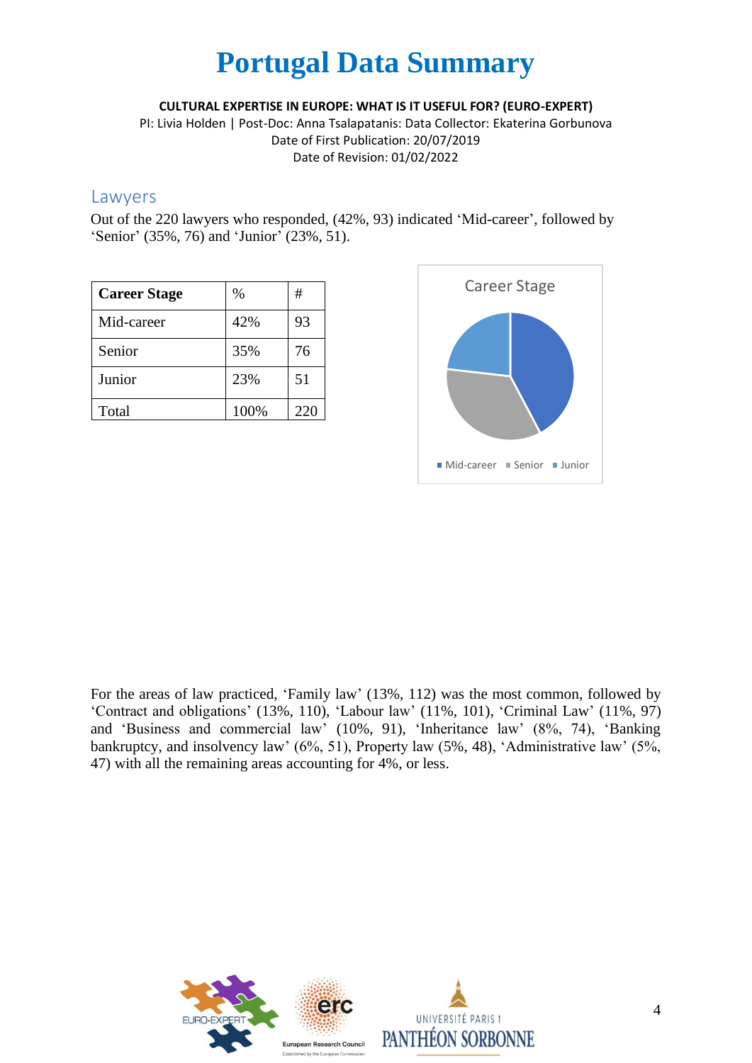# Portugal Data Summary

**CULTURAL EXPERTISE IN EUROPE: WHAT IS IT USEFUL FOR? (EURO-EXPERT)**

PI: Livia Holden | Post-Doc: Anna Tsalapatanis: Data Collector: Ekaterina Gorbunova

Date of First Publication: 20/07/2019

Date of Revision: 01/02/2022

## Lawyers

Out of the 220 lawyers who responded, (42%, 93) indicated 'Mid-career', followed by 'Senior' (35%, 76) and 'Junior' (23%, 51).

| Career Stage | % | # |
|---|---|---|
| Mid-career | 42% | 93 |
| Senior | 35% | 76 |
| Junior | 23% | 51 |
| Total | 100% | 220 |

Career Stage

Mid-career · Senior · Junior

For the areas of law practiced, 'Family law' (13%, 112) was the most common, followed by 'Contract and obligations' (13%, 110), 'Labour law' (11%, 101), 'Criminal Law' (11%, 97) and 'Business and commercial law' (10%, 91), 'Inheritance law' (8%, 74), 'Banking bankruptcy, and insolvency law' (6%, 51), Property law (5%, 48), 'Administrative law' (5%, 47) with all the remaining areas accounting for 4%, or less.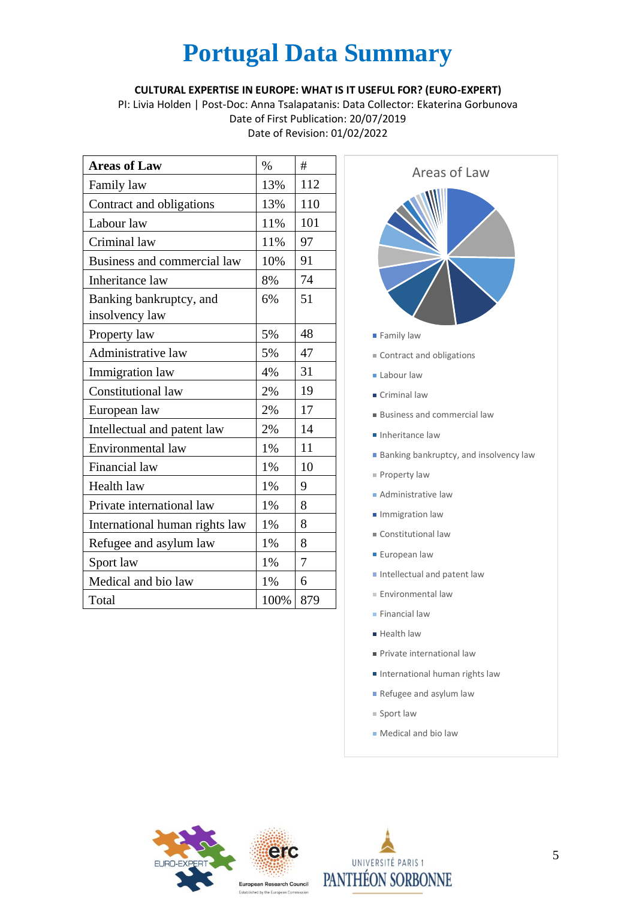# Portugal Data Summary

**CULTURAL EXPERTISE IN EUROPE: WHAT IS IT USEFUL FOR? (EURO-EXPERT)**

PI: Livia Holden | Post-Doc: Anna Tsalapatanis: Data Collector: Ekaterina Gorbunova

Date of First Publication: 20/07/2019

Date of Revision: 01/02/2022

| Areas of Law | % | # |
|---|---|---|
| Family law | 13% | 112 |
| Contract and obligations | 13% | 110 |
| Labour law | 11% | 101 |
| Criminal law | 11% | 97 |
| Business and commercial law | 10% | 91 |
| Inheritance law | 8% | 74 |
| Banking bankruptcy, and insolvency law | 6% | 51 |
| Property law | 5% | 48 |
| Administrative law | 5% | 47 |
| Immigration law | 4% | 31 |
| Constitutional law | 2% | 19 |
| European law | 2% | 17 |
| Intellectual and patent law | 2% | 14 |
| Environmental law | 1% | 11 |
| Financial law | 1% | 10 |
| Health law | 1% | 9 |
| Private international law | 1% | 8 |
| International human rights law | 1% | 8 |
| Refugee and asylum law | 1% | 8 |
| Sport law | 1% | 7 |
| Medical and bio law | 1% | 6 |
| Total | 100% | 879 |

Areas of Law

- Family law
- Contract and obligations
- Labour law
- Criminal law
- Business and commercial law
- Inheritance law
- Banking bankruptcy, and insolvency law
- Property law
- Administrative law
- Immigration law
- Constitutional law
- European law
- Intellectual and patent law
- Environmental law
- Financial law
- Health law
- Private international law
- International human rights law
- Refugee and asylum law
- Sport law
- Medical and bio law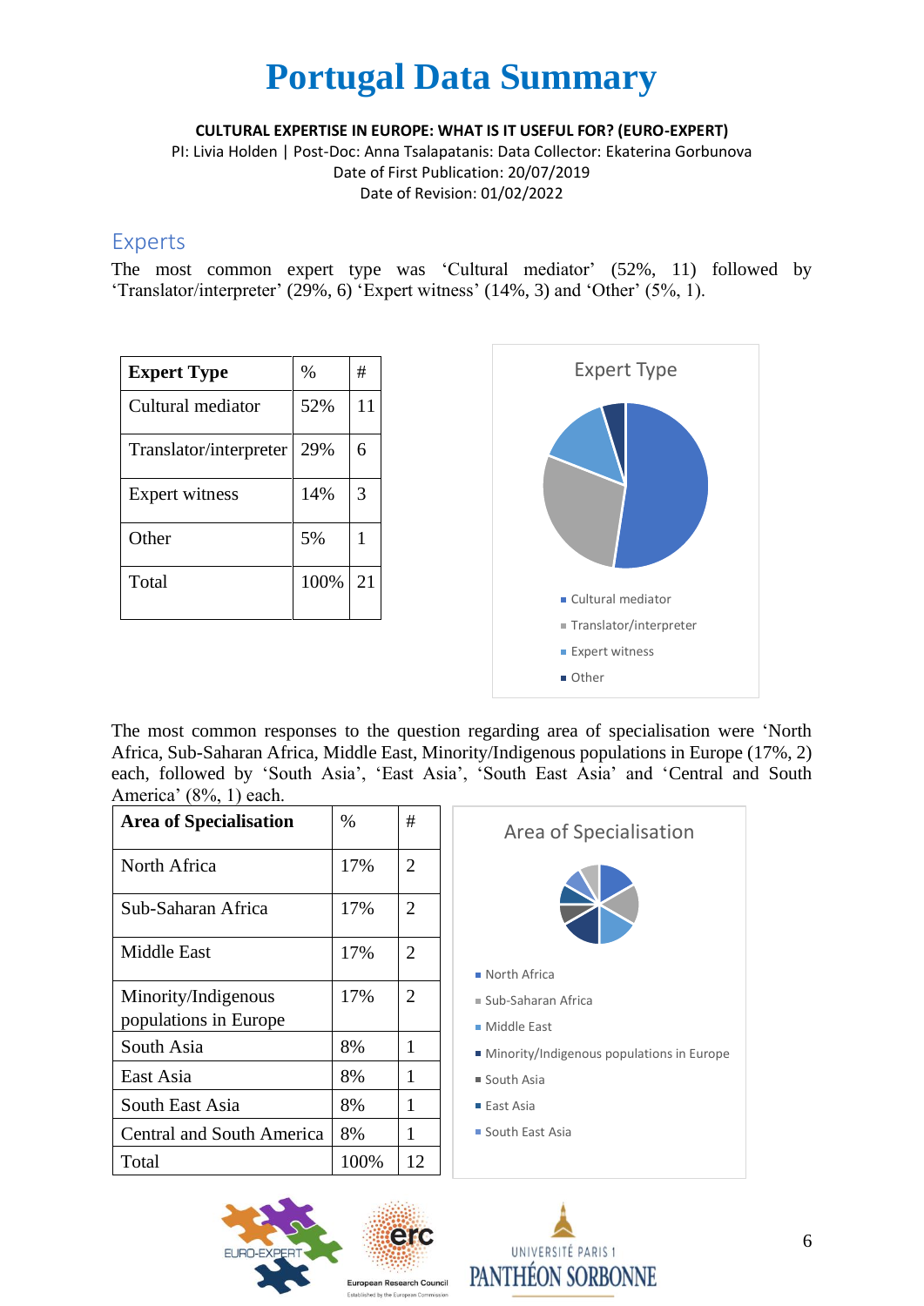# Portugal Data Summary

**CULTURAL EXPERTISE IN EUROPE: WHAT IS IT USEFUL FOR? (EURO-EXPERT)**

PI: Livia Holden | Post-Doc: Anna Tsalapatanis: Data Collector: Ekaterina Gorbunova

Date of First Publication: 20/07/2019

Date of Revision: 01/02/2022

## Experts

The most common expert type was 'Cultural mediator' (52%, 11) followed by 'Translator/interpreter' (29%, 6) 'Expert witness' (14%, 3) and 'Other' (5%, 1).

| Expert Type | % | # |
|---|---|---|
| Cultural mediator | 52% | 11 |
| Translator/interpreter | 29% | 6 |
| Expert witness | 14% | 3 |
| Other | 5% | 1 |
| Total | 100% | 21 |

Expert Type

- Cultural mediator
- Translator/interpreter
- Expert witness
- Other

The most common responses to the question regarding area of specialisation were 'North Africa, Sub-Saharan Africa, Middle East, Minority/Indigenous populations in Europe (17%, 2) each, followed by 'South Asia', 'East Asia', 'South East Asia' and 'Central and South America' (8%, 1) each.

| Area of Specialisation | % | # |
|---|---|---|
| North Africa | 17% | 2 |
| Sub-Saharan Africa | 17% | 2 |
| Middle East | 17% | 2 |
| Minority/Indigenous populations in Europe | 17% | 2 |
| South Asia | 8% | 1 |
| East Asia | 8% | 1 |
| South East Asia | 8% | 1 |
| Central and South America | 8% | 1 |
| Total | 100% | 12 |

Area of Specialisation

- North Africa
- Sub-Saharan Africa
- Middle East
- Minority/Indigenous populations in Europe
- South Asia
- East Asia
- South East Asia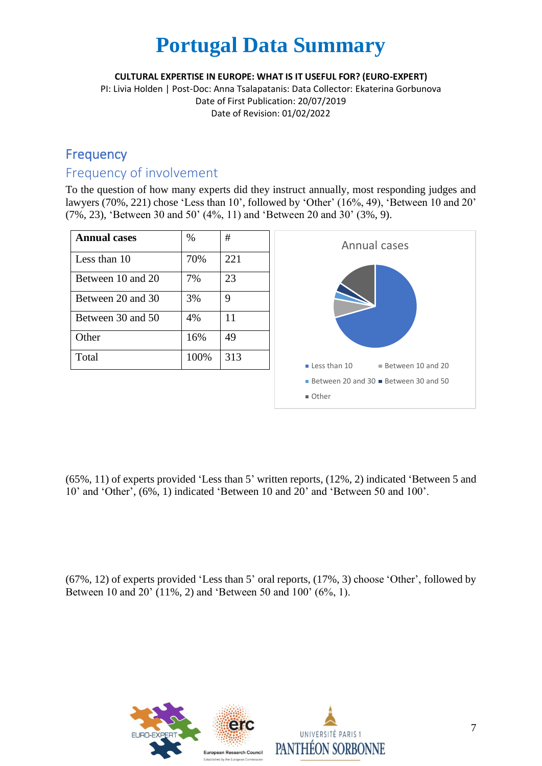# Portugal Data Summary

**CULTURAL EXPERTISE IN EUROPE: WHAT IS IT USEFUL FOR? (EURO-EXPERT)**

PI: Livia Holden | Post-Doc: Anna Tsalapatanis: Data Collector: Ekaterina Gorbunova

Date of First Publication: 20/07/2019

Date of Revision: 01/02/2022

## Frequency

### Frequency of involvement

To the question of how many experts did they instruct annually, most responding judges and lawyers (70%, 221) chose 'Less than 10', followed by 'Other' (16%, 49), 'Between 10 and 20' (7%, 23), 'Between 30 and 50' (4%, 11) and 'Between 20 and 30' (3%, 9).

| Annual cases | % | # |
|---|---|---|
| Less than 10 | 70% | 221 |
| Between 10 and 20 | 7% | 23 |
| Between 20 and 30 | 3% | 9 |
| Between 30 and 50 | 4% | 11 |
| Other | 16% | 49 |
| Total | 100% | 313 |

(65%, 11) of experts provided 'Less than 5' written reports, (12%, 2) indicated 'Between 5 and 10' and 'Other', (6%, 1) indicated 'Between 10 and 20' and 'Between 50 and 100'.

(67%, 12) of experts provided 'Less than 5' oral reports, (17%, 3) choose 'Other', followed by Between 10 and 20' (11%, 2) and 'Between 50 and 100' (6%, 1).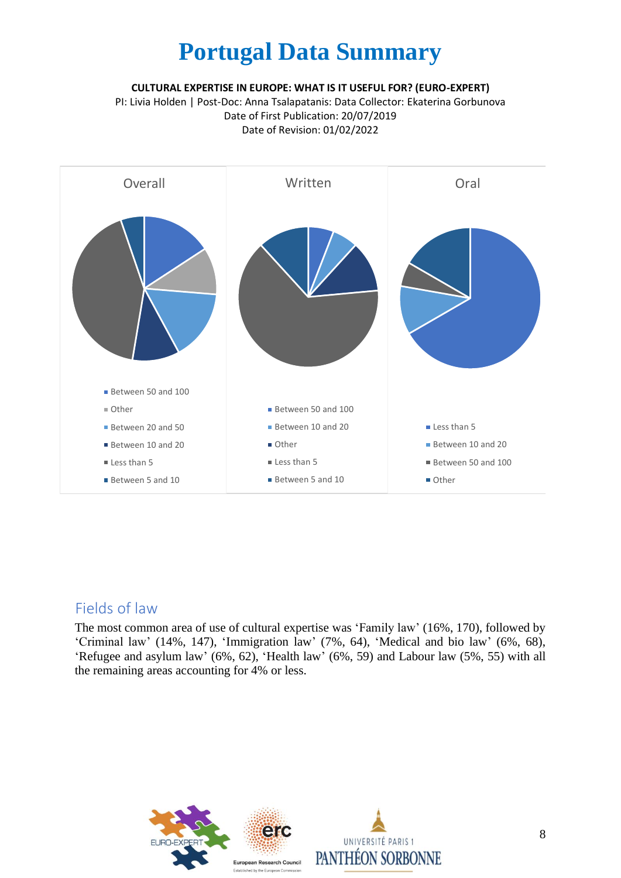# Portugal Data Summary

**CULTURAL EXPERTISE IN EUROPE: WHAT IS IT USEFUL FOR? (EURO-EXPERT)**

PI: Livia Holden | Post-Doc: Anna Tsalapatanis: Data Collector: Ekaterina Gorbunova

Date of First Publication: 20/07/2019

Date of Revision: 01/02/2022

Overall

- Between 50 and 100
- Other
- Between 20 and 50
- Between 10 and 20
- Less than 5
- Between 5 and 10

Written

- Between 50 and 100
- Between 10 and 20
- Other
- Less than 5
- Between 5 and 10

Oral

- Less than 5
- Between 10 and 20
- Between 50 and 100
- Other

## Fields of law

The most common area of use of cultural expertise was 'Family law' (16%, 170), followed by 'Criminal law' (14%, 147), 'Immigration law' (7%, 64), 'Medical and bio law' (6%, 68), 'Refugee and asylum law' (6%, 62), 'Health law' (6%, 59) and Labour law (5%, 55) with all the remaining areas accounting for 4% or less.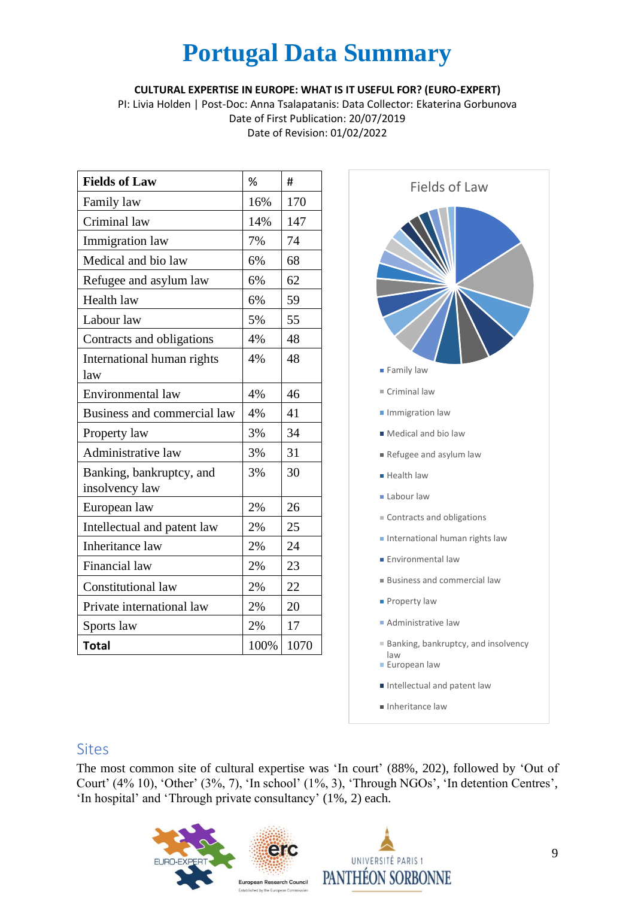# Portugal Data Summary

**CULTURAL EXPERTISE IN EUROPE: WHAT IS IT USEFUL FOR? (EURO-EXPERT)**

PI: Livia Holden | Post-Doc: Anna Tsalapatanis: Data Collector: Ekaterina Gorbunova

Date of First Publication: 20/07/2019

Date of Revision: 01/02/2022

| **Fields of Law** | % | # |
|---|---|---|
| Family law | 16% | 170 |
| Criminal law | 14% | 147 |
| Immigration law | 7% | 74 |
| Medical and bio law | 6% | 68 |
| Refugee and asylum law | 6% | 62 |
| Health law | 6% | 59 |
| Labour law | 5% | 55 |
| Contracts and obligations | 4% | 48 |
| International human rights law | 4% | 48 |
| Environmental law | 4% | 46 |
| Business and commercial law | 4% | 41 |
| Property law | 3% | 34 |
| Administrative law | 3% | 31 |
| Banking, bankruptcy, and insolvency law | 3% | 30 |
| European law | 2% | 26 |
| Intellectual and patent law | 2% | 25 |
| Inheritance law | 2% | 24 |
| Financial law | 2% | 23 |
| Constitutional law | 2% | 22 |
| Private international law | 2% | 20 |
| Sports law | 2% | 17 |
| **Total** | 100% | 1070 |

Fields of Law

- Family law
- Criminal law
- Immigration law
- Medical and bio law
- Refugee and asylum law
- Health law
- Labour law
- Contracts and obligations
- International human rights law
- Environmental law
- Business and commercial law
- Property law
- Administrative law
- Banking, bankruptcy, and insolvency law
- European law
- Intellectual and patent law
- Inheritance law

## Sites

The most common site of cultural expertise was 'In court' (88%, 202), followed by 'Out of Court' (4% 10), 'Other' (3%, 7), 'In school' (1%, 3), 'Through NGOs', 'In detention Centres', 'In hospital' and 'Through private consultancy' (1%, 2) each.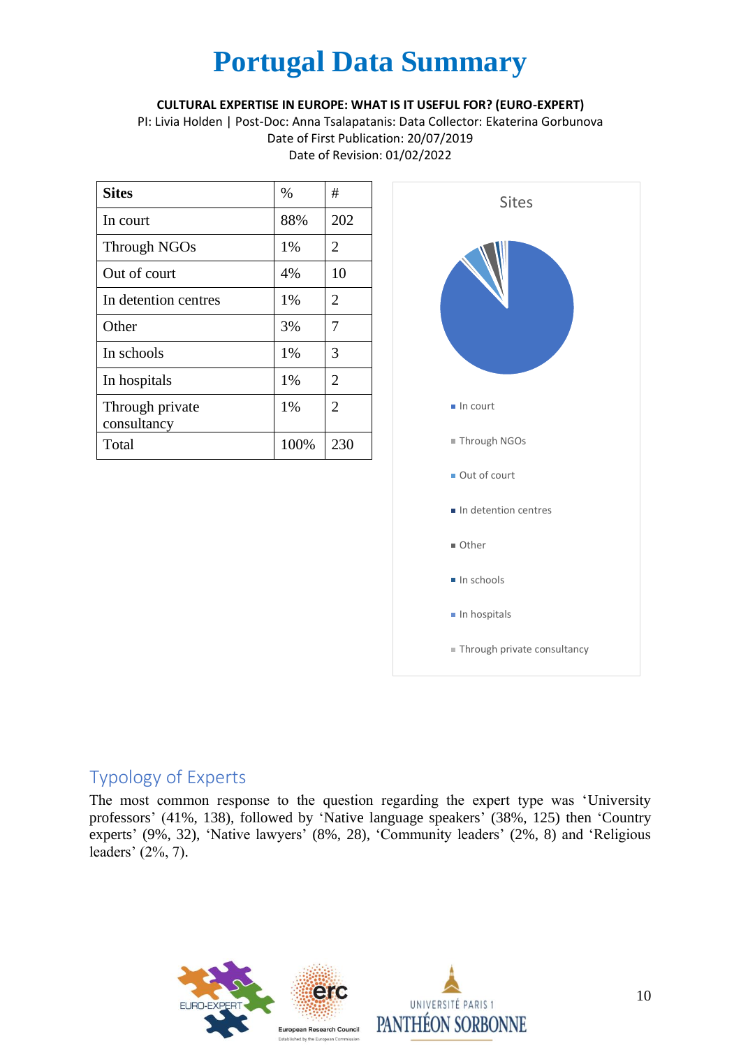# Portugal Data Summary

**CULTURAL EXPERTISE IN EUROPE: WHAT IS IT USEFUL FOR? (EURO-EXPERT)**

PI: Livia Holden | Post-Doc: Anna Tsalapatanis: Data Collector: Ekaterina Gorbunova

Date of First Publication: 20/07/2019

Date of Revision: 01/02/2022

| **Sites** | % | # |
|---|---|---|
| In court | 88% | 202 |
| Through NGOs | 1% | 2 |
| Out of court | 4% | 10 |
| In detention centres | 1% | 2 |
| Other | 3% | 7 |
| In schools | 1% | 3 |
| In hospitals | 1% | 2 |
| Through private consultancy | 1% | 2 |
| Total | 100% | 230 |

Sites

- In court
- Through NGOs
- Out of court
- In detention centres
- Other
- In schools
- In hospitals
- Through private consultancy

## Typology of Experts

The most common response to the question regarding the expert type was 'University professors' (41%, 138), followed by 'Native language speakers' (38%, 125) then 'Country experts' (9%, 32), 'Native lawyers' (8%, 28), 'Community leaders' (2%, 8) and 'Religious leaders' (2%, 7).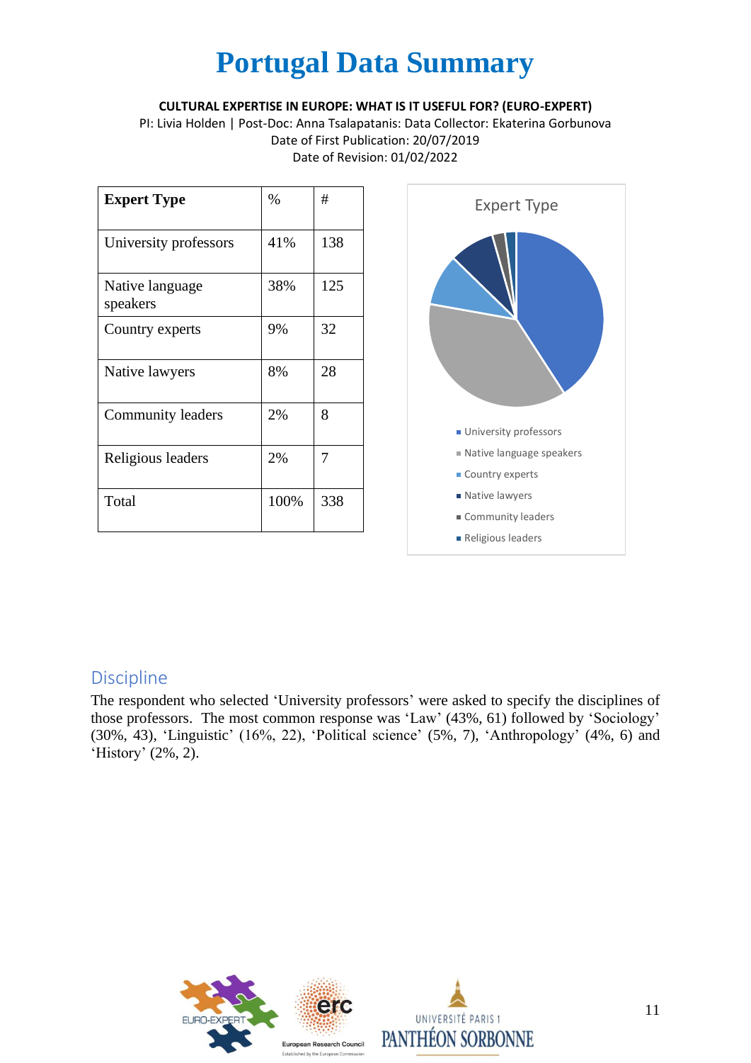# Portugal Data Summary

**CULTURAL EXPERTISE IN EUROPE: WHAT IS IT USEFUL FOR? (EURO-EXPERT)**

PI: Livia Holden | Post-Doc: Anna Tsalapatanis: Data Collector: Ekaterina Gorbunova

Date of First Publication: 20/07/2019

Date of Revision: 01/02/2022

| **Expert Type** | % | # |
|---|---|---|
| University professors | 41% | 138 |
| Native language speakers | 38% | 125 |
| Country experts | 9% | 32 |
| Native lawyers | 8% | 28 |
| Community leaders | 2% | 8 |
| Religious leaders | 2% | 7 |
| Total | 100% | 338 |

Expert Type

- University professors
- Native language speakers
- Country experts
- Native lawyers
- Community leaders
- Religious leaders

## Discipline

The respondent who selected 'University professors' were asked to specify the disciplines of those professors. The most common response was 'Law' (43%, 61) followed by 'Sociology' (30%, 43), 'Linguistic' (16%, 22), 'Political science' (5%, 7), 'Anthropology' (4%, 6) and 'History' (2%, 2).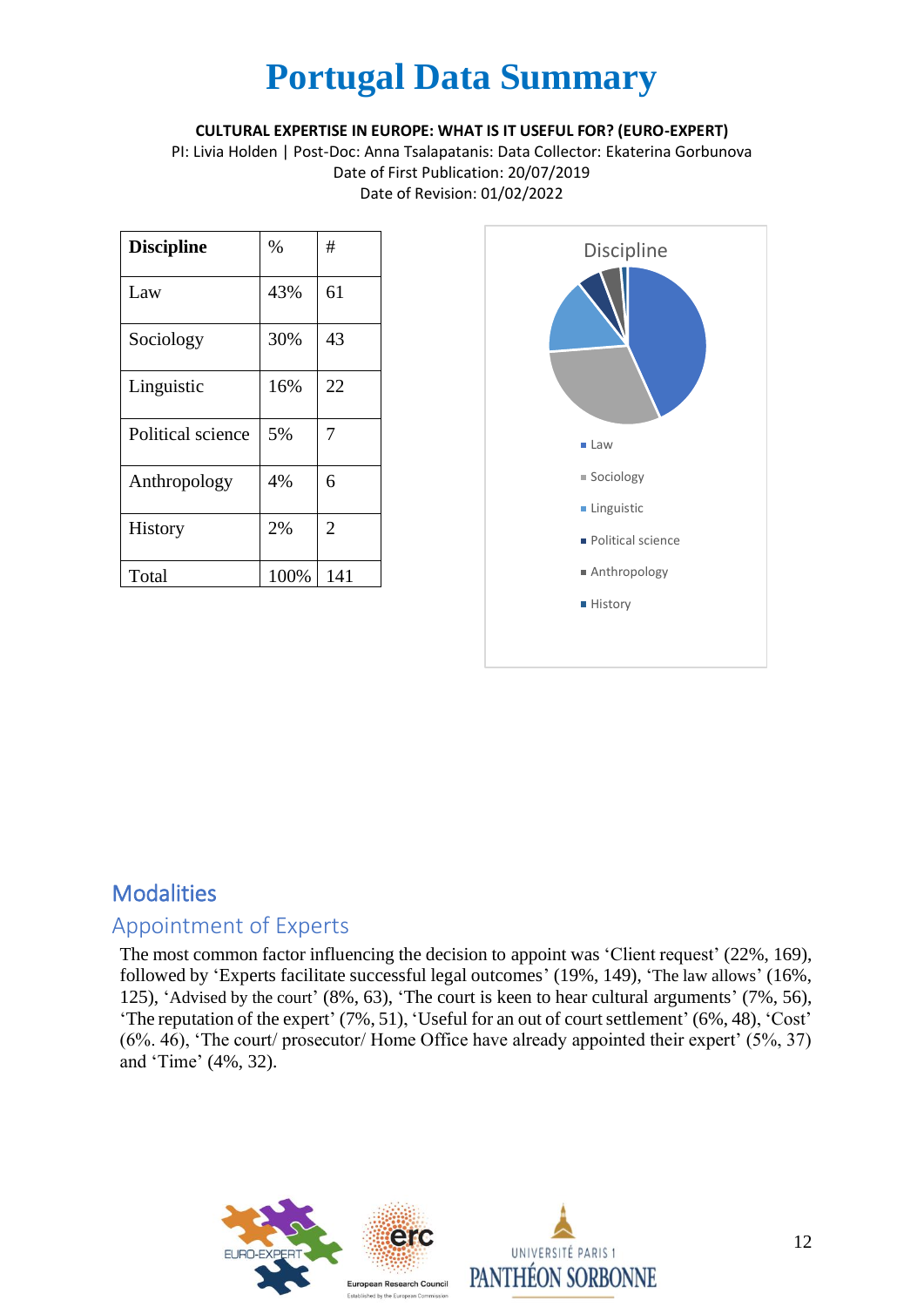# Portugal Data Summary

**CULTURAL EXPERTISE IN EUROPE: WHAT IS IT USEFUL FOR? (EURO-EXPERT)**

PI: Livia Holden | Post-Doc: Anna Tsalapatanis: Data Collector: Ekaterina Gorbunova

Date of First Publication: 20/07/2019

Date of Revision: 01/02/2022

| **Discipline** | % | # |
|---|---|---|
| Law | 43% | 61 |
| Sociology | 30% | 43 |
| Linguistic | 16% | 22 |
| Political science | 5% | 7 |
| Anthropology | 4% | 6 |
| History | 2% | 2 |
| Total | 100% | 141 |

Discipline

- Law
- Sociology
- Linguistic
- Political science
- Anthropology
- History

## Modalities

### Appointment of Experts

The most common factor influencing the decision to appoint was 'Client request' (22%, 169), followed by 'Experts facilitate successful legal outcomes' (19%, 149), 'The law allows' (16%, 125), 'Advised by the court' (8%, 63), 'The court is keen to hear cultural arguments' (7%, 56), 'The reputation of the expert' (7%, 51), 'Useful for an out of court settlement' (6%, 48), 'Cost' (6%. 46), 'The court/ prosecutor/ Home Office have already appointed their expert' (5%, 37) and 'Time' (4%, 32).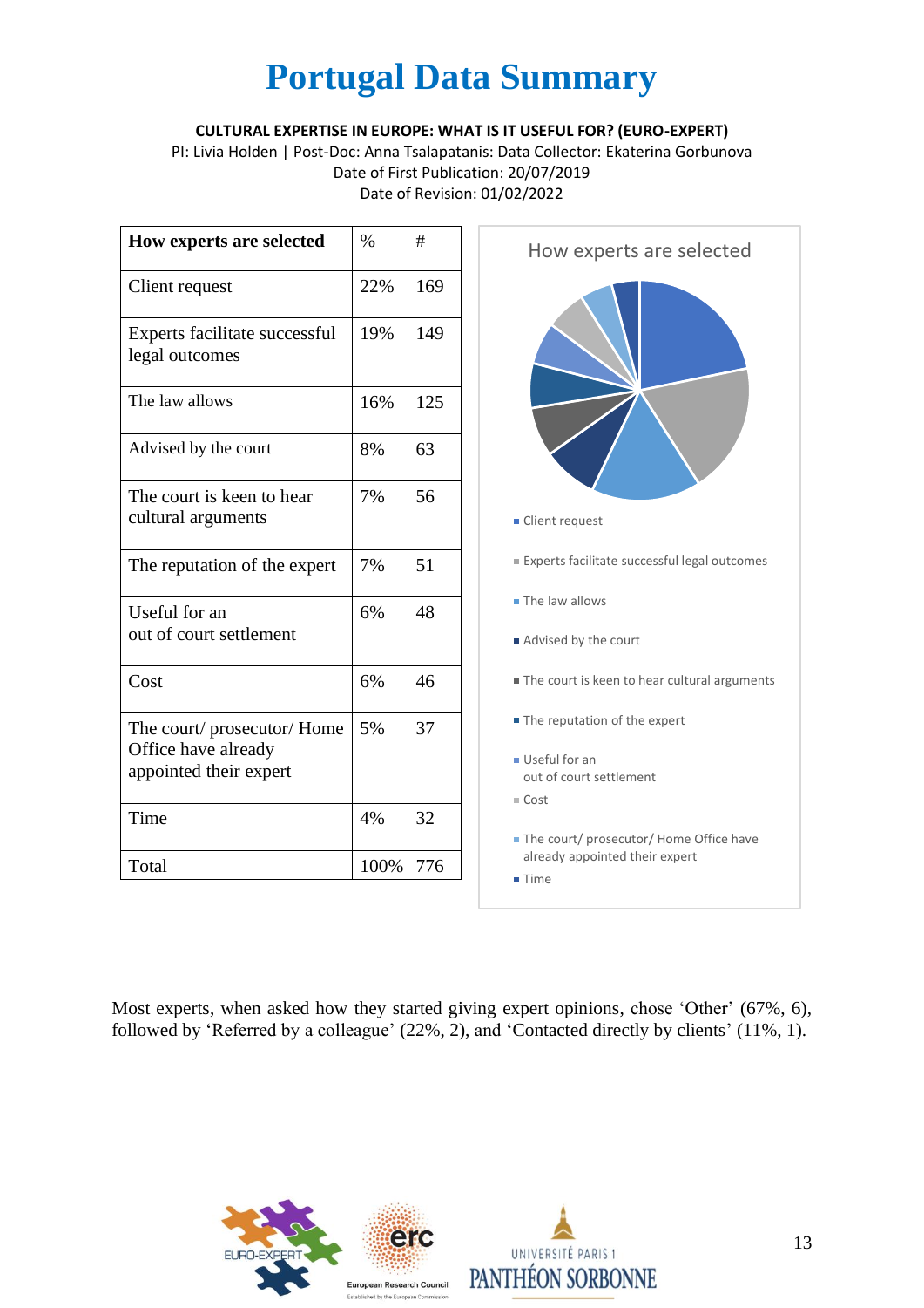# Portugal Data Summary

**CULTURAL EXPERTISE IN EUROPE: WHAT IS IT USEFUL FOR? (EURO-EXPERT)**

PI: Livia Holden | Post-Doc: Anna Tsalapatanis: Data Collector: Ekaterina Gorbunova

Date of First Publication: 20/07/2019

Date of Revision: 01/02/2022

| How experts are selected | % | # |
|---|---|---|
| Client request | 22% | 169 |
| Experts facilitate successful legal outcomes | 19% | 149 |
| The law allows | 16% | 125 |
| Advised by the court | 8% | 63 |
| The court is keen to hear cultural arguments | 7% | 56 |
| The reputation of the expert | 7% | 51 |
| Useful for an out of court settlement | 6% | 48 |
| Cost | 6% | 46 |
| The court/ prosecutor/ Home Office have already appointed their expert | 5% | 37 |
| Time | 4% | 32 |
| Total | 100% | 776 |

How experts are selected

- Client request
- Experts facilitate successful legal outcomes
- The law allows
- Advised by the court
- The court is keen to hear cultural arguments
- The reputation of the expert
- Useful for an out of court settlement
- Cost
- The court/ prosecutor/ Home Office have already appointed their expert
- Time

Most experts, when asked how they started giving expert opinions, chose 'Other' (67%, 6), followed by 'Referred by a colleague' (22%, 2), and 'Contacted directly by clients' (11%, 1).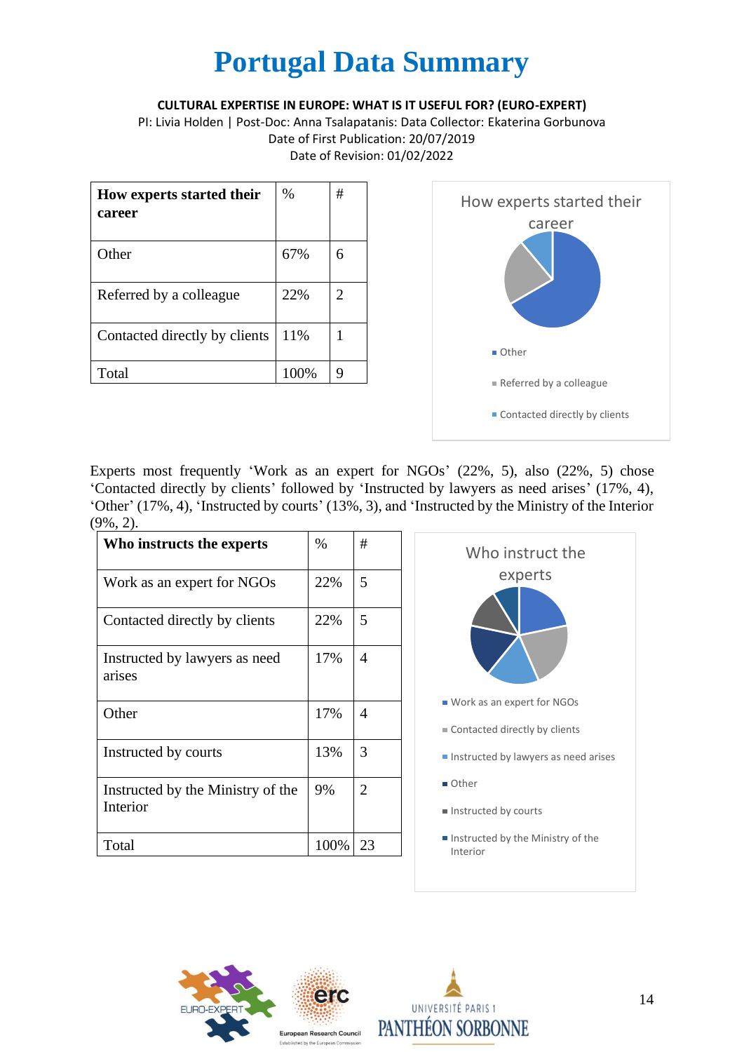# Portugal Data Summary

**CULTURAL EXPERTISE IN EUROPE: WHAT IS IT USEFUL FOR? (EURO-EXPERT)**

PI: Livia Holden | Post-Doc: Anna Tsalapatanis: Data Collector: Ekaterina Gorbunova

Date of First Publication: 20/07/2019

Date of Revision: 01/02/2022

| How experts started their career | % | # |
|---|---|---|
| Other | 67% | 6 |
| Referred by a colleague | 22% | 2 |
| Contacted directly by clients | 11% | 1 |
| Total | 100% | 9 |

How experts started their career

- Other
- Referred by a colleague
- Contacted directly by clients

Experts most frequently 'Work as an expert for NGOs' (22%, 5), also (22%, 5) chose 'Contacted directly by clients' followed by 'Instructed by lawyers as need arises' (17%, 4), 'Other' (17%, 4), 'Instructed by courts' (13%, 3), and 'Instructed by the Ministry of the Interior (9%, 2).

| Who instructs the experts | % | # |
|---|---|---|
| Work as an expert for NGOs | 22% | 5 |
| Contacted directly by clients | 22% | 5 |
| Instructed by lawyers as need arises | 17% | 4 |
| Other | 17% | 4 |
| Instructed by courts | 13% | 3 |
| Instructed by the Ministry of the Interior | 9% | 2 |
| Total | 100% | 23 |

Who instruct the experts

- Work as an expert for NGOs
- Contacted directly by clients
- Instructed by lawyers as need arises
- Other
- Instructed by courts
- Instructed by the Ministry of the Interior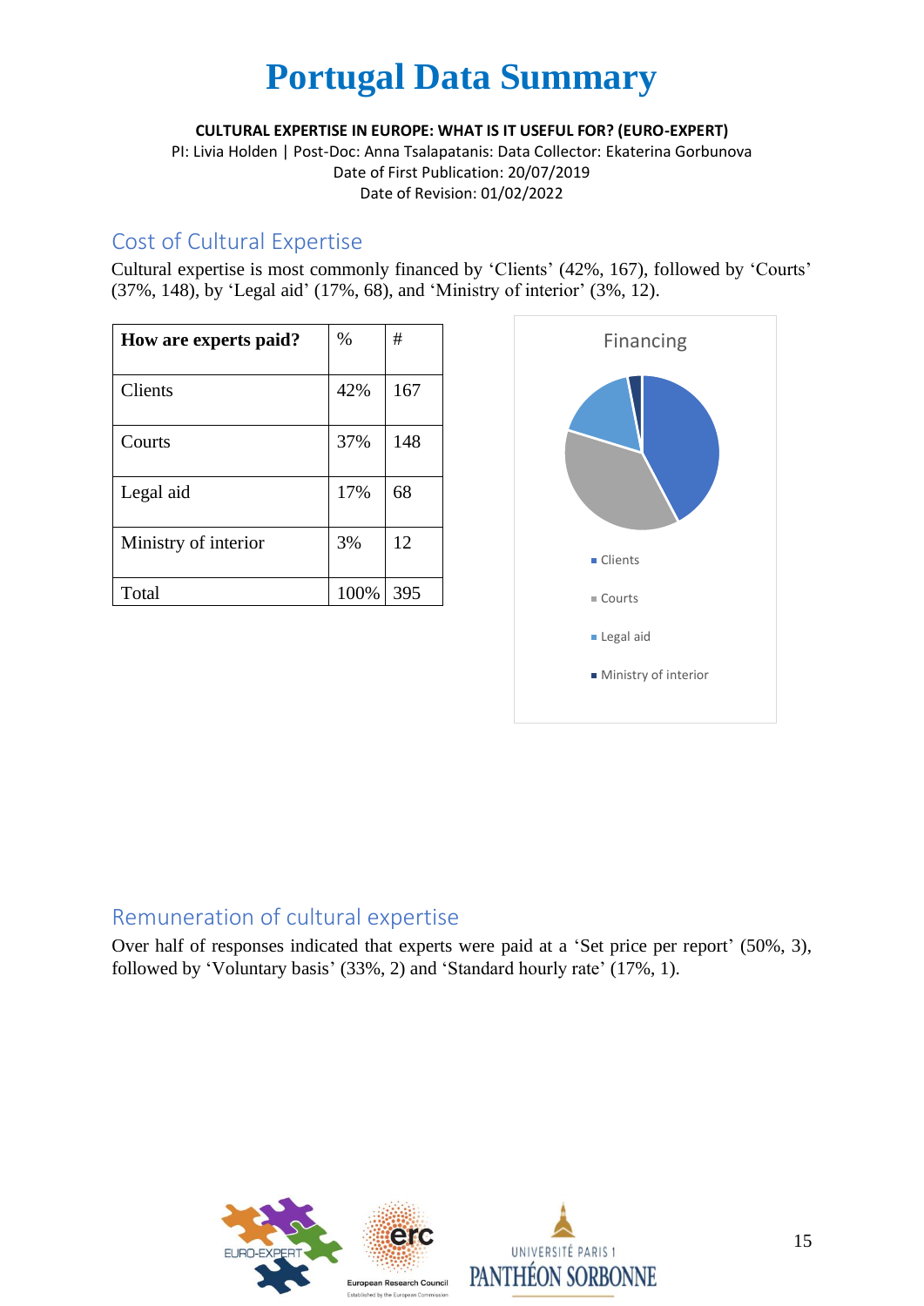# Portugal Data Summary

**CULTURAL EXPERTISE IN EUROPE: WHAT IS IT USEFUL FOR? (EURO-EXPERT)**

PI: Livia Holden | Post-Doc: Anna Tsalapatanis: Data Collector: Ekaterina Gorbunova
Date of First Publication: 20/07/2019
Date of Revision: 01/02/2022

## Cost of Cultural Expertise

Cultural expertise is most commonly financed by 'Clients' (42%, 167), followed by 'Courts' (37%, 148), by 'Legal aid' (17%, 68), and 'Ministry of interior' (3%, 12).

| How are experts paid? | % | # |
|---|---|---|
| Clients | 42% | 167 |
| Courts | 37% | 148 |
| Legal aid | 17% | 68 |
| Ministry of interior | 3% | 12 |
| Total | 100% | 395 |

Financing

- Clients
- Courts
- Legal aid
- Ministry of interior

## Remuneration of cultural expertise

Over half of responses indicated that experts were paid at a 'Set price per report' (50%, 3), followed by 'Voluntary basis' (33%, 2) and 'Standard hourly rate' (17%, 1).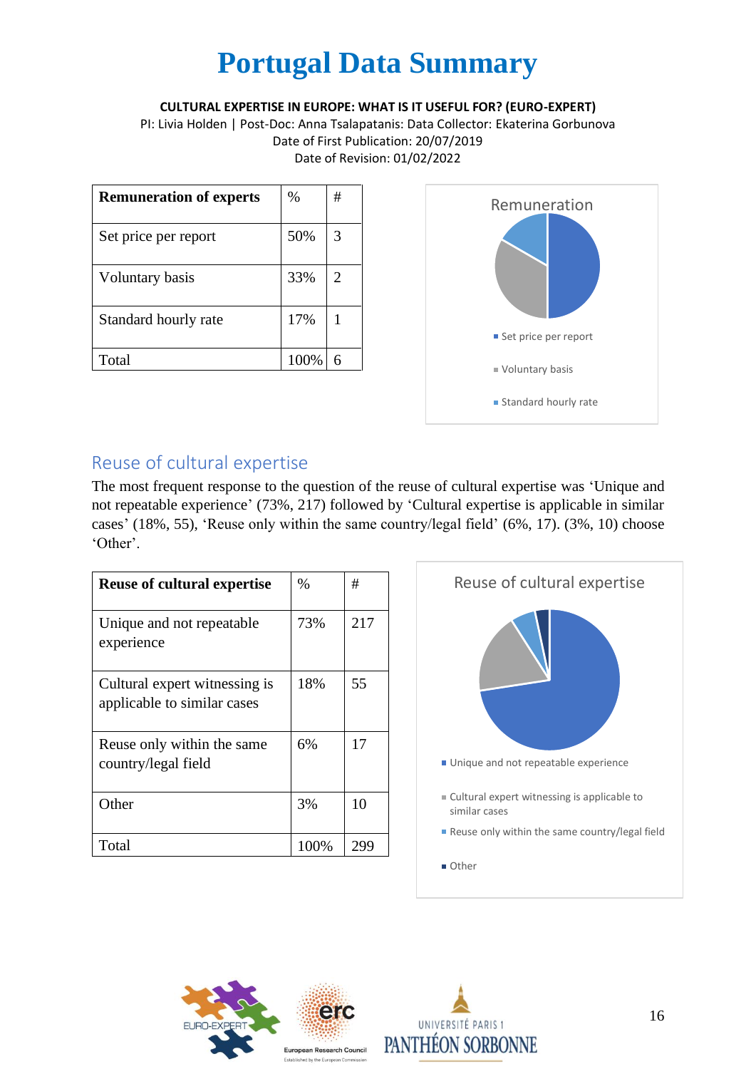# Portugal Data Summary

**CULTURAL EXPERTISE IN EUROPE: WHAT IS IT USEFUL FOR? (EURO-EXPERT)**

PI: Livia Holden | Post-Doc: Anna Tsalapatanis: Data Collector: Ekaterina Gorbunova

Date of First Publication: 20/07/2019

Date of Revision: 01/02/2022

| **Remuneration of experts** | % | # |
|---|---|---|
| Set price per report | 50% | 3 |
| Voluntary basis | 33% | 2 |
| Standard hourly rate | 17% | 1 |
| Total | 100% | 6 |

Remuneration

- Set price per report
- Voluntary basis
- Standard hourly rate

## Reuse of cultural expertise

The most frequent response to the question of the reuse of cultural expertise was 'Unique and not repeatable experience' (73%, 217) followed by 'Cultural expertise is applicable in similar cases' (18%, 55), 'Reuse only within the same country/legal field' (6%, 17). (3%, 10) choose 'Other'.

| **Reuse of cultural expertise** | % | # |
|---|---|---|
| Unique and not repeatable experience | 73% | 217 |
| Cultural expert witnessing is applicable to similar cases | 18% | 55 |
| Reuse only within the same country/legal field | 6% | 17 |
| Other | 3% | 10 |
| Total | 100% | 299 |

Reuse of cultural expertise

- Unique and not repeatable experience
- Cultural expert witnessing is applicable to similar cases
- Reuse only within the same country/legal field
- Other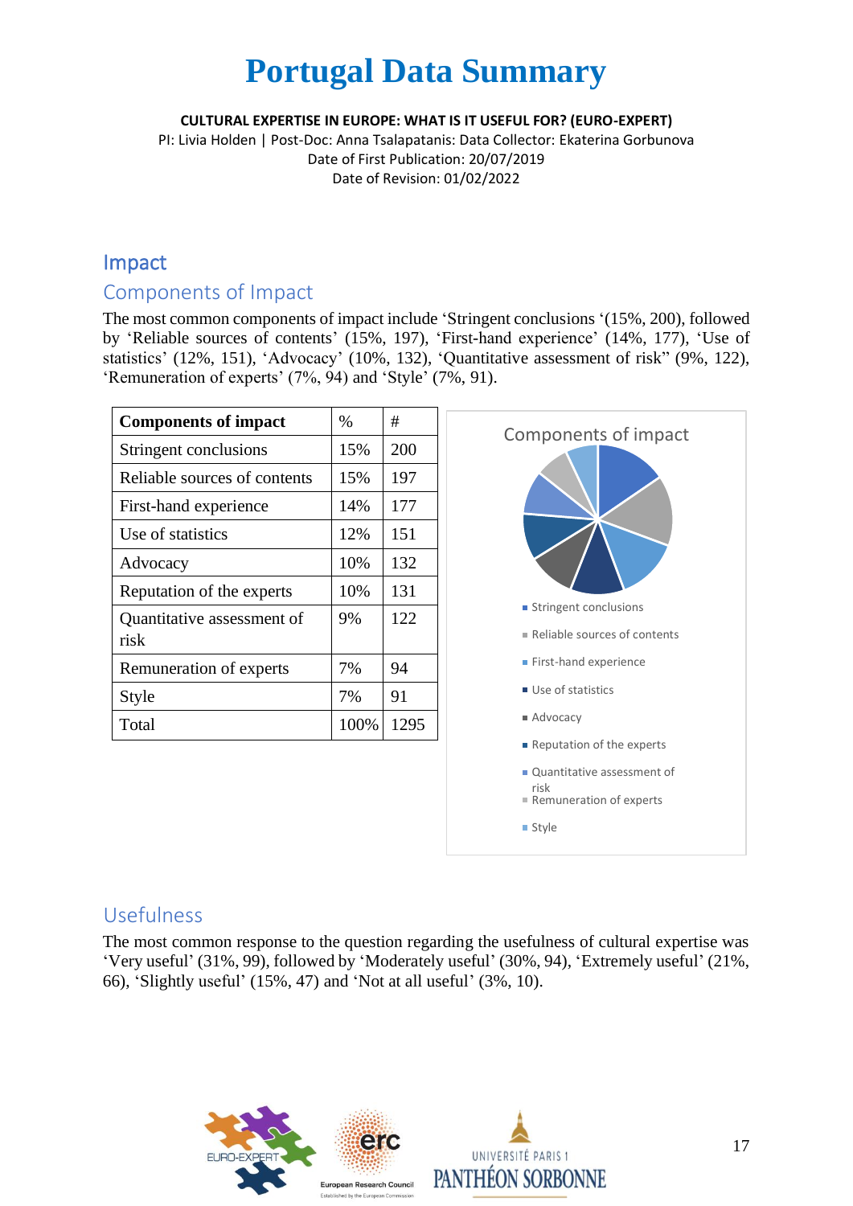# Portugal Data Summary

**CULTURAL EXPERTISE IN EUROPE: WHAT IS IT USEFUL FOR? (EURO-EXPERT)**

PI: Livia Holden | Post-Doc: Anna Tsalapatanis: Data Collector: Ekaterina Gorbunova
Date of First Publication: 20/07/2019
Date of Revision: 01/02/2022

## Impact

### Components of Impact

The most common components of impact include 'Stringent conclusions '(15%, 200), followed by 'Reliable sources of contents' (15%, 197), 'First-hand experience' (14%, 177), 'Use of statistics' (12%, 151), 'Advocacy' (10%, 132), 'Quantitative assessment of risk" (9%, 122), 'Remuneration of experts' (7%, 94) and 'Style' (7%, 91).

| Components of impact | % | # |
|---|---|---|
| Stringent conclusions | 15% | 200 |
| Reliable sources of contents | 15% | 197 |
| First-hand experience | 14% | 177 |
| Use of statistics | 12% | 151 |
| Advocacy | 10% | 132 |
| Reputation of the experts | 10% | 131 |
| Quantitative assessment of risk | 9% | 122 |
| Remuneration of experts | 7% | 94 |
| Style | 7% | 91 |
| Total | 100% | 1295 |

Components of impact

- Stringent conclusions
- Reliable sources of contents
- First-hand experience
- Use of statistics
- Advocacy
- Reputation of the experts
- Quantitative assessment of risk
- Remuneration of experts
- Style

### Usefulness

The most common response to the question regarding the usefulness of cultural expertise was 'Very useful' (31%, 99), followed by 'Moderately useful' (30%, 94), 'Extremely useful' (21%, 66), 'Slightly useful' (15%, 47) and 'Not at all useful' (3%, 10).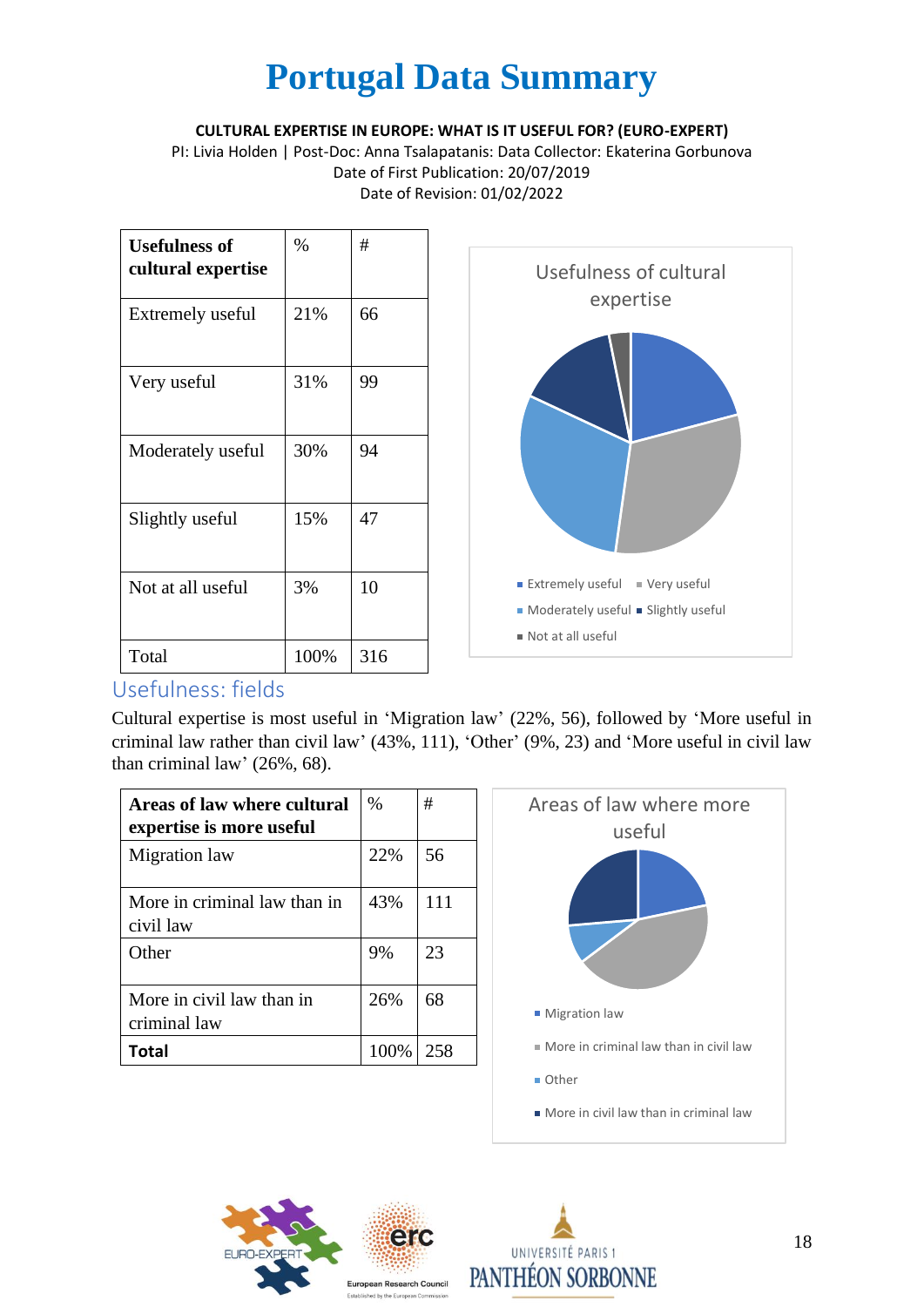# Portugal Data Summary

**CULTURAL EXPERTISE IN EUROPE: WHAT IS IT USEFUL FOR? (EURO-EXPERT)**

PI: Livia Holden | Post-Doc: Anna Tsalapatanis: Data Collector: Ekaterina Gorbunova

Date of First Publication: 20/07/2019

Date of Revision: 01/02/2022

| Usefulness of cultural expertise | % | # |
|---|---|---|
| Extremely useful | 21% | 66 |
| Very useful | 31% | 99 |
| Moderately useful | 30% | 94 |
| Slightly useful | 15% | 47 |
| Not at all useful | 3% | 10 |
| Total | 100% | 316 |

## Usefulness: fields

Cultural expertise is most useful in 'Migration law' (22%, 56), followed by 'More useful in criminal law rather than civil law' (43%, 111), 'Other' (9%, 23) and 'More useful in civil law than criminal law' (26%, 68).

| Areas of law where cultural expertise is more useful | % | # |
|---|---|---|
| Migration law | 22% | 56 |
| More in criminal law than in civil law | 43% | 111 |
| Other | 9% | 23 |
| More in civil law than in criminal law | 26% | 68 |
| **Total** | 100% | 258 |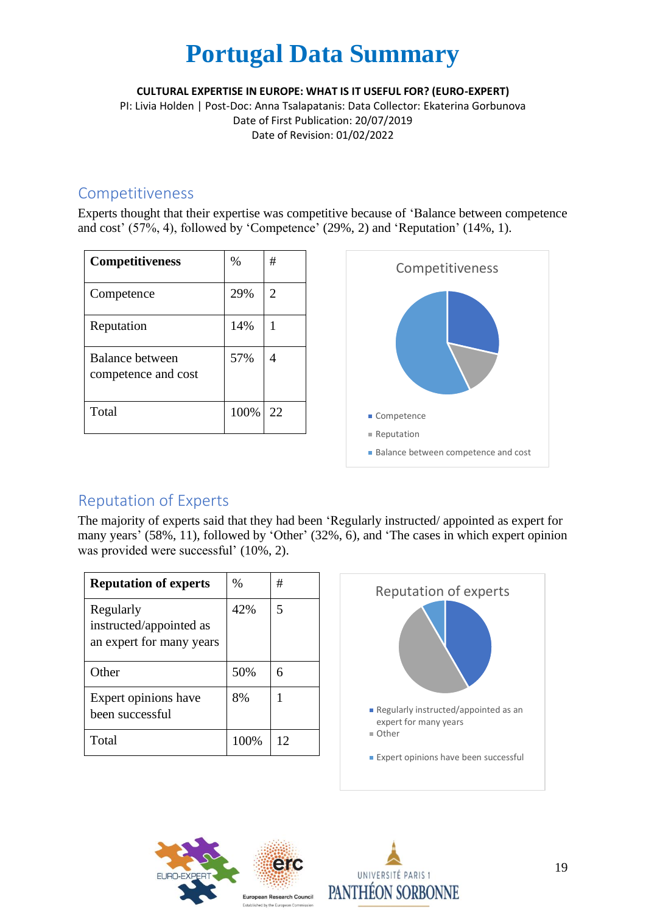# Portugal Data Summary

**CULTURAL EXPERTISE IN EUROPE: WHAT IS IT USEFUL FOR? (EURO-EXPERT)**

PI: Livia Holden | Post-Doc: Anna Tsalapatanis: Data Collector: Ekaterina Gorbunova

Date of First Publication: 20/07/2019

Date of Revision: 01/02/2022

## Competitiveness

Experts thought that their expertise was competitive because of 'Balance between competence and cost' (57%, 4), followed by 'Competence' (29%, 2) and 'Reputation' (14%, 1).

| Competitiveness | % | # |
|---|---|---|
| Competence | 29% | 2 |
| Reputation | 14% | 1 |
| Balance between competence and cost | 57% | 4 |
| Total | 100% | 22 |

Competitiveness

- Competence
- Reputation
- Balance between competence and cost

## Reputation of Experts

The majority of experts said that they had been 'Regularly instructed/ appointed as expert for many years' (58%, 11), followed by 'Other' (32%, 6), and 'The cases in which expert opinion was provided were successful' (10%, 2).

| Reputation of experts | % | # |
|---|---|---|
| Regularly instructed/appointed as an expert for many years | 42% | 5 |
| Other | 50% | 6 |
| Expert opinions have been successful | 8% | 1 |
| Total | 100% | 12 |

Reputation of experts

- Regularly instructed/appointed as an expert for many years
- Other
- Expert opinions have been successful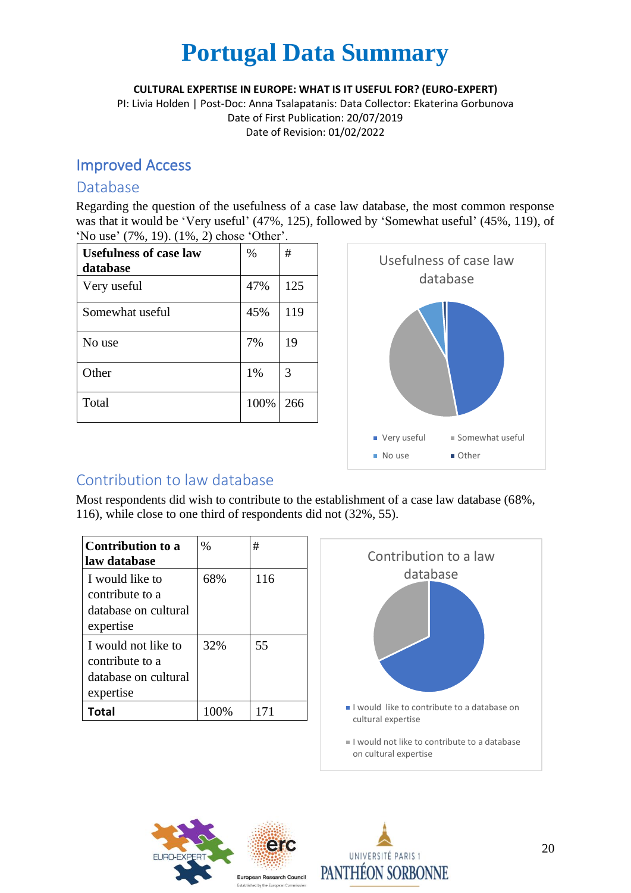# Portugal Data Summary

**CULTURAL EXPERTISE IN EUROPE: WHAT IS IT USEFUL FOR? (EURO-EXPERT)**

PI: Livia Holden | Post-Doc: Anna Tsalapatanis: Data Collector: Ekaterina Gorbunova

Date of First Publication: 20/07/2019

Date of Revision: 01/02/2022

## Improved Access

### Database

Regarding the question of the usefulness of a case law database, the most common response was that it would be 'Very useful' (47%, 125), followed by 'Somewhat useful' (45%, 119), of 'No use' (7%, 19). (1%, 2) chose 'Other'.

| **Usefulness of case law database** | % | # |
|---|---|---|
| Very useful | 47% | 125 |
| Somewhat useful | 45% | 119 |
| No use | 7% | 19 |
| Other | 1% | 3 |
| Total | 100% | 266 |

Usefulness of case law database

- Very useful
- Somewhat useful
- No use
- Other

### Contribution to law database

Most respondents did wish to contribute to the establishment of a case law database (68%, 116), while close to one third of respondents did not (32%, 55).

| **Contribution to a law database** | % | # |
|---|---|---|
| I would like to contribute to a database on cultural expertise | 68% | 116 |
| I would not like to contribute to a database on cultural expertise | 32% | 55 |
| **Total** | 100% | 171 |

Contribution to a law database

- I would like to contribute to a database on cultural expertise
- I would not like to contribute to a database on cultural expertise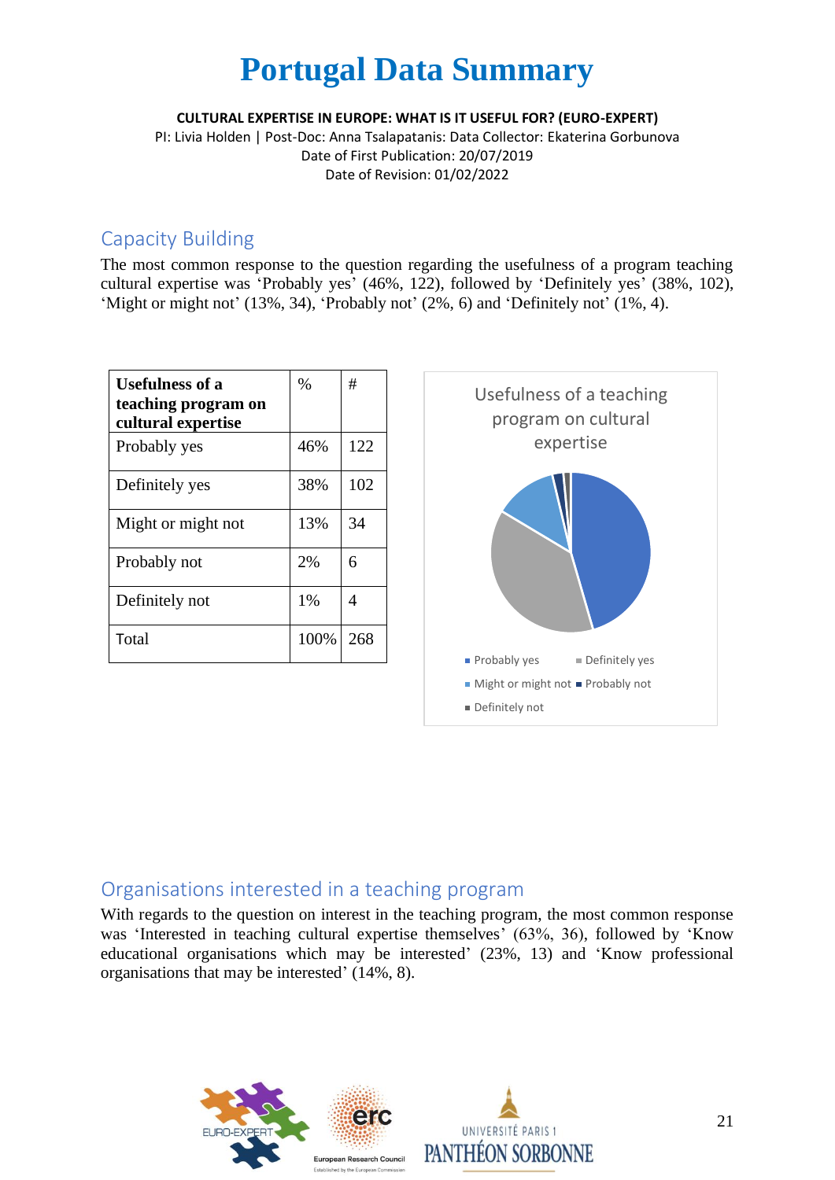# Portugal Data Summary

**CULTURAL EXPERTISE IN EUROPE: WHAT IS IT USEFUL FOR? (EURO-EXPERT)**

PI: Livia Holden | Post-Doc: Anna Tsalapatanis: Data Collector: Ekaterina Gorbunova

Date of First Publication: 20/07/2019

Date of Revision: 01/02/2022

## Capacity Building

The most common response to the question regarding the usefulness of a program teaching cultural expertise was 'Probably yes' (46%, 122), followed by 'Definitely yes' (38%, 102), 'Might or might not' (13%, 34), 'Probably not' (2%, 6) and 'Definitely not' (1%, 4).

| Usefulness of a teaching program on cultural expertise | % | # |
|---|---|---|
| Probably yes | 46% | 122 |
| Definitely yes | 38% | 102 |
| Might or might not | 13% | 34 |
| Probably not | 2% | 6 |
| Definitely not | 1% | 4 |
| Total | 100% | 268 |

Usefulness of a teaching program on cultural expertise

- Probably yes
- Definitely yes
- Might or might not
- Probably not
- Definitely not

## Organisations interested in a teaching program

With regards to the question on interest in the teaching program, the most common response was 'Interested in teaching cultural expertise themselves' (63%, 36), followed by 'Know educational organisations which may be interested' (23%, 13) and 'Know professional organisations that may be interested' (14%, 8).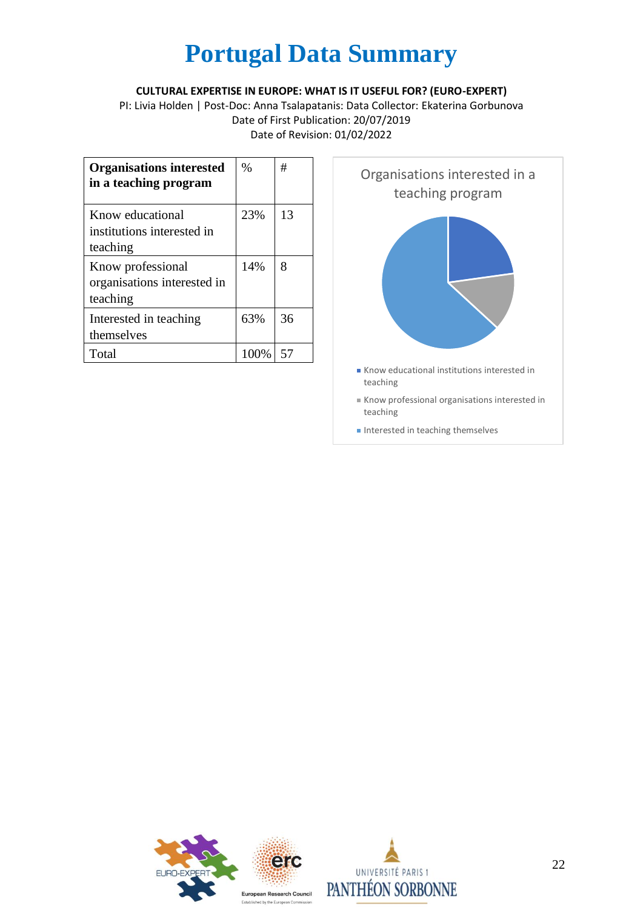# Portugal Data Summary

**CULTURAL EXPERTISE IN EUROPE: WHAT IS IT USEFUL FOR? (EURO-EXPERT)**

PI: Livia Holden | Post-Doc: Anna Tsalapatanis: Data Collector: Ekaterina Gorbunova

Date of First Publication: 20/07/2019

Date of Revision: 01/02/2022

| Organisations interested in a teaching program | % | # |
|---|---|---|
| Know educational institutions interested in teaching | 23% | 13 |
| Know professional organisations interested in teaching | 14% | 8 |
| Interested in teaching themselves | 63% | 36 |
| Total | 100% | 57 |

Organisations interested in a teaching program

Know educational institutions interested in teaching

Know professional organisations interested in teaching

Interested in teaching themselves